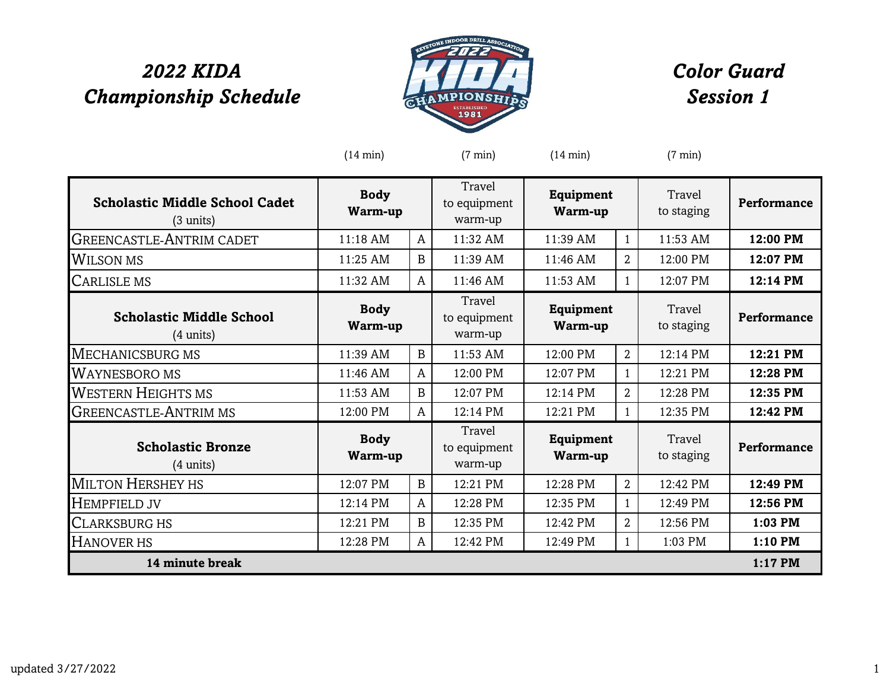# 2022 KIDA Championship Schedule

# Color Guard Session 1

| | (14 min) | | (7 min) | (14 min) | | (7 min) | |
|---|---|---|---|---|---|---|---|
| **Scholastic Middle School Cadet** (3 units) | **Body Warm-up** | | Travel to equipment warm-up | **Equipment Warm-up** | | Travel to staging | **Performance** |
| GREENCASTLE-ANTRIM CADET | 11:18 AM | A | 11:32 AM | 11:39 AM | 1 | 11:53 AM | **12:00 PM** |
| WILSON MS | 11:25 AM | B | 11:39 AM | 11:46 AM | 2 | 12:00 PM | **12:07 PM** |
| CARLISLE MS | 11:32 AM | A | 11:46 AM | 11:53 AM | 1 | 12:07 PM | **12:14 PM** |
| **Scholastic Middle School** (4 units) | **Body Warm-up** | | Travel to equipment warm-up | **Equipment Warm-up** | | Travel to staging | **Performance** |
| MECHANICSBURG MS | 11:39 AM | B | 11:53 AM | 12:00 PM | 2 | 12:14 PM | **12:21 PM** |
| WAYNESBORO MS | 11:46 AM | A | 12:00 PM | 12:07 PM | 1 | 12:21 PM | **12:28 PM** |
| WESTERN HEIGHTS MS | 11:53 AM | B | 12:07 PM | 12:14 PM | 2 | 12:28 PM | **12:35 PM** |
| GREENCASTLE-ANTRIM MS | 12:00 PM | A | 12:14 PM | 12:21 PM | 1 | 12:35 PM | **12:42 PM** |
| **Scholastic Bronze** (4 units) | **Body Warm-up** | | Travel to equipment warm-up | **Equipment Warm-up** | | Travel to staging | **Performance** |
| MILTON HERSHEY HS | 12:07 PM | B | 12:21 PM | 12:28 PM | 2 | 12:42 PM | **12:49 PM** |
| HEMPFIELD JV | 12:14 PM | A | 12:28 PM | 12:35 PM | 1 | 12:49 PM | **12:56 PM** |
| CLARKSBURG HS | 12:21 PM | B | 12:35 PM | 12:42 PM | 2 | 12:56 PM | **1:03 PM** |
| HANOVER HS | 12:28 PM | A | 12:42 PM | 12:49 PM | 1 | 1:03 PM | **1:10 PM** |
| **14 minute break** | | | | | | | **1:17 PM** |

updated 3/27/2022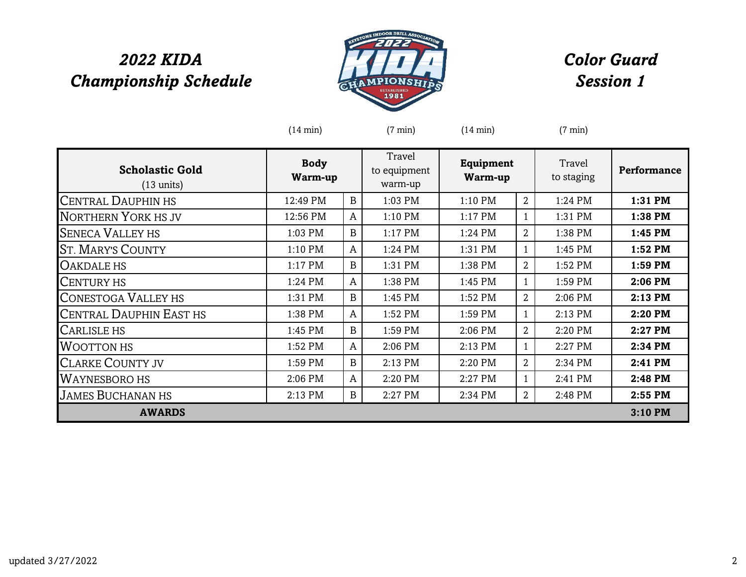## 2022 KIDA Championship Schedule

## Color Guard Session 1

| Scholastic Gold (13 units) | Body Warm-up (14 min) | | Travel to equipment warm-up (7 min) | Equipment Warm-up (14 min) | | Travel to staging (7 min) | Performance |
|---|---|---|---|---|---|---|---|
| Central Dauphin HS | 12:49 PM | B | 1:03 PM | 1:10 PM | 2 | 1:24 PM | **1:31 PM** |
| Northern York HS JV | 12:56 PM | A | 1:10 PM | 1:17 PM | 1 | 1:31 PM | **1:38 PM** |
| Seneca Valley HS | 1:03 PM | B | 1:17 PM | 1:24 PM | 2 | 1:38 PM | **1:45 PM** |
| St. Mary's County | 1:10 PM | A | 1:24 PM | 1:31 PM | 1 | 1:45 PM | **1:52 PM** |
| Oakdale HS | 1:17 PM | B | 1:31 PM | 1:38 PM | 2 | 1:52 PM | **1:59 PM** |
| Century HS | 1:24 PM | A | 1:38 PM | 1:45 PM | 1 | 1:59 PM | **2:06 PM** |
| Conestoga Valley HS | 1:31 PM | B | 1:45 PM | 1:52 PM | 2 | 2:06 PM | **2:13 PM** |
| Central Dauphin East HS | 1:38 PM | A | 1:52 PM | 1:59 PM | 1 | 2:13 PM | **2:20 PM** |
| Carlisle HS | 1:45 PM | B | 1:59 PM | 2:06 PM | 2 | 2:20 PM | **2:27 PM** |
| Wootton HS | 1:52 PM | A | 2:06 PM | 2:13 PM | 1 | 2:27 PM | **2:34 PM** |
| Clarke County JV | 1:59 PM | B | 2:13 PM | 2:20 PM | 2 | 2:34 PM | **2:41 PM** |
| Waynesboro HS | 2:06 PM | A | 2:20 PM | 2:27 PM | 1 | 2:41 PM | **2:48 PM** |
| James Buchanan HS | 2:13 PM | B | 2:27 PM | 2:34 PM | 2 | 2:48 PM | **2:55 PM** |
| **AWARDS** | | | | | | | **3:10 PM** |

updated 3/27/2022